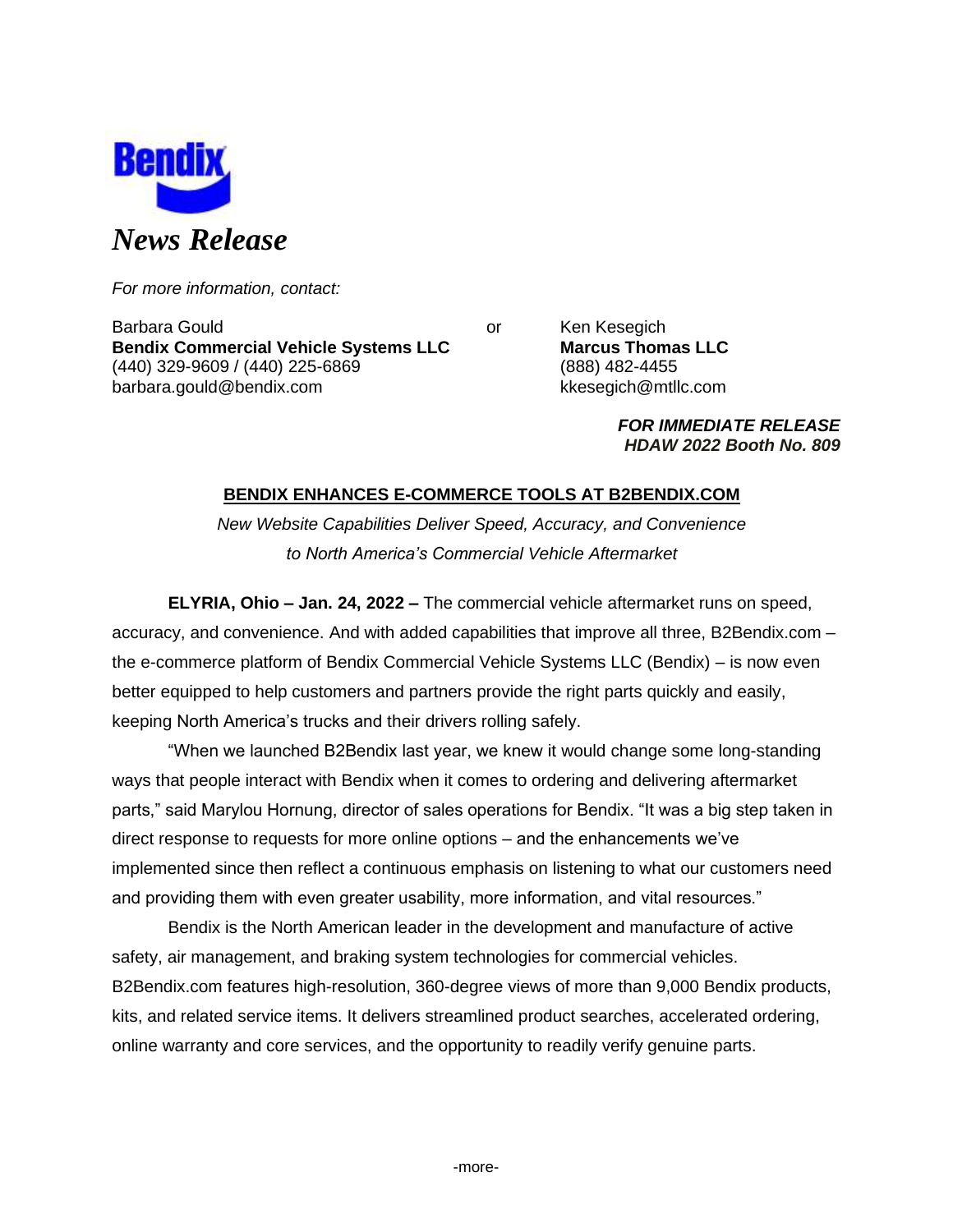Bendix

*News Release*

*For more information, contact:*

Barbara Gould
**Bendix Commercial Vehicle Systems LLC**
(440) 329-9609 / (440) 225-6869
barbara.gould@bendix.com

or

Ken Kesegich
**Marcus Thomas LLC**
(888) 482-4455
kkesegich@mtllc.com

***FOR IMMEDIATE RELEASE***
***HDAW 2022 Booth No. 809***

## BENDIX ENHANCES E-COMMERCE TOOLS AT B2BENDIX.COM

*New Website Capabilities Deliver Speed, Accuracy, and Convenience to North America's Commercial Vehicle Aftermarket*

**ELYRIA, Ohio – Jan. 24, 2022 –** The commercial vehicle aftermarket runs on speed, accuracy, and convenience. And with added capabilities that improve all three, B2Bendix.com – the e-commerce platform of Bendix Commercial Vehicle Systems LLC (Bendix) – is now even better equipped to help customers and partners provide the right parts quickly and easily, keeping North America's trucks and their drivers rolling safely.

"When we launched B2Bendix last year, we knew it would change some long-standing ways that people interact with Bendix when it comes to ordering and delivering aftermarket parts," said Marylou Hornung, director of sales operations for Bendix. "It was a big step taken in direct response to requests for more online options – and the enhancements we've implemented since then reflect a continuous emphasis on listening to what our customers need and providing them with even greater usability, more information, and vital resources."

Bendix is the North American leader in the development and manufacture of active safety, air management, and braking system technologies for commercial vehicles. B2Bendix.com features high-resolution, 360-degree views of more than 9,000 Bendix products, kits, and related service items. It delivers streamlined product searches, accelerated ordering, online warranty and core services, and the opportunity to readily verify genuine parts.

-more-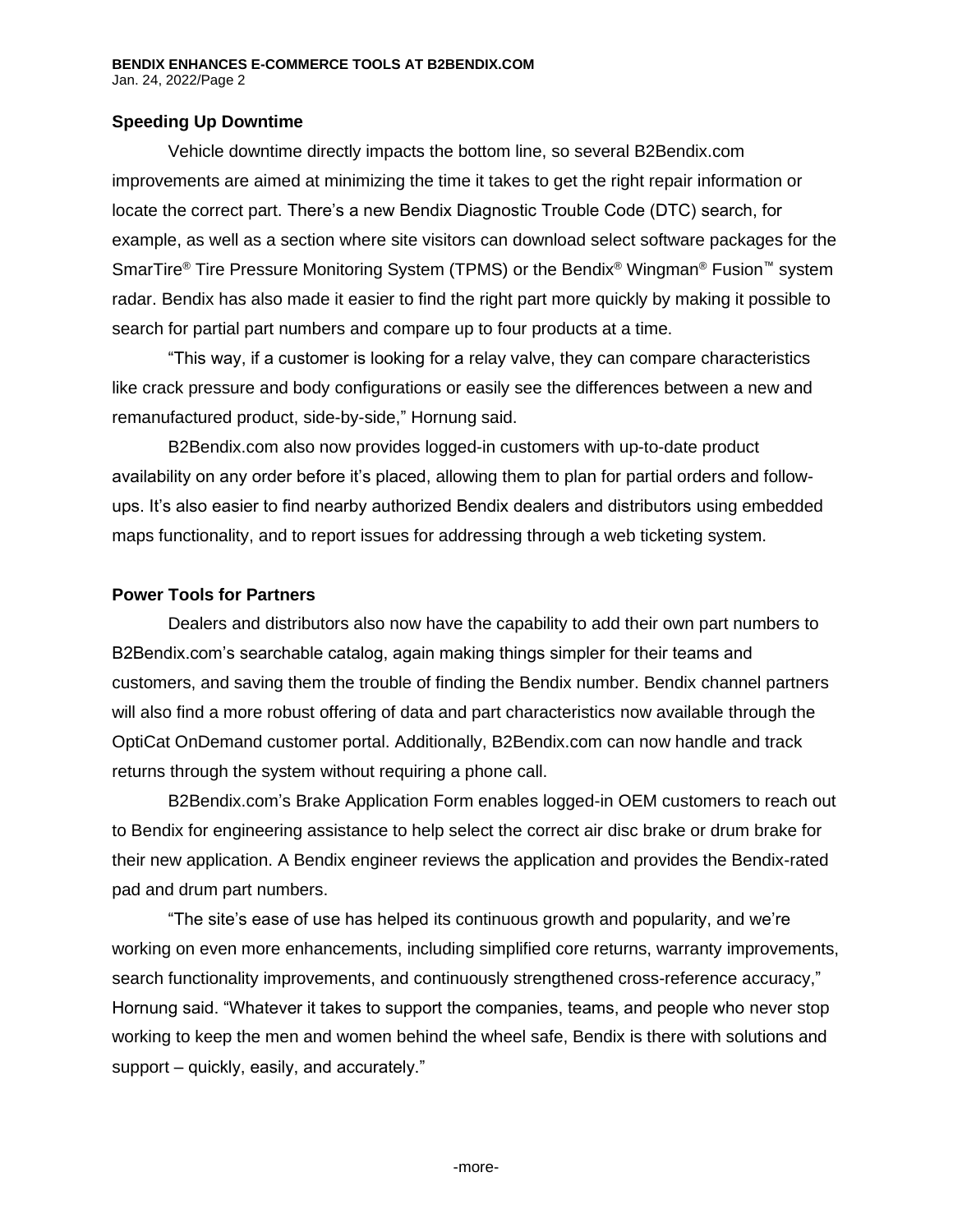## Speeding Up Downtime

Vehicle downtime directly impacts the bottom line, so several B2Bendix.com improvements are aimed at minimizing the time it takes to get the right repair information or locate the correct part. There's a new Bendix Diagnostic Trouble Code (DTC) search, for example, as well as a section where site visitors can download select software packages for the SmarTire® Tire Pressure Monitoring System (TPMS) or the Bendix® Wingman® Fusion™ system radar. Bendix has also made it easier to find the right part more quickly by making it possible to search for partial part numbers and compare up to four products at a time.

"This way, if a customer is looking for a relay valve, they can compare characteristics like crack pressure and body configurations or easily see the differences between a new and remanufactured product, side-by-side," Hornung said.

B2Bendix.com also now provides logged-in customers with up-to-date product availability on any order before it's placed, allowing them to plan for partial orders and follow-ups. It's also easier to find nearby authorized Bendix dealers and distributors using embedded maps functionality, and to report issues for addressing through a web ticketing system.

## Power Tools for Partners

Dealers and distributors also now have the capability to add their own part numbers to B2Bendix.com's searchable catalog, again making things simpler for their teams and customers, and saving them the trouble of finding the Bendix number. Bendix channel partners will also find a more robust offering of data and part characteristics now available through the OptiCat OnDemand customer portal. Additionally, B2Bendix.com can now handle and track returns through the system without requiring a phone call.

B2Bendix.com's Brake Application Form enables logged-in OEM customers to reach out to Bendix for engineering assistance to help select the correct air disc brake or drum brake for their new application. A Bendix engineer reviews the application and provides the Bendix-rated pad and drum part numbers.

"The site's ease of use has helped its continuous growth and popularity, and we're working on even more enhancements, including simplified core returns, warranty improvements, search functionality improvements, and continuously strengthened cross-reference accuracy," Hornung said. "Whatever it takes to support the companies, teams, and people who never stop working to keep the men and women behind the wheel safe, Bendix is there with solutions and support – quickly, easily, and accurately."

-more-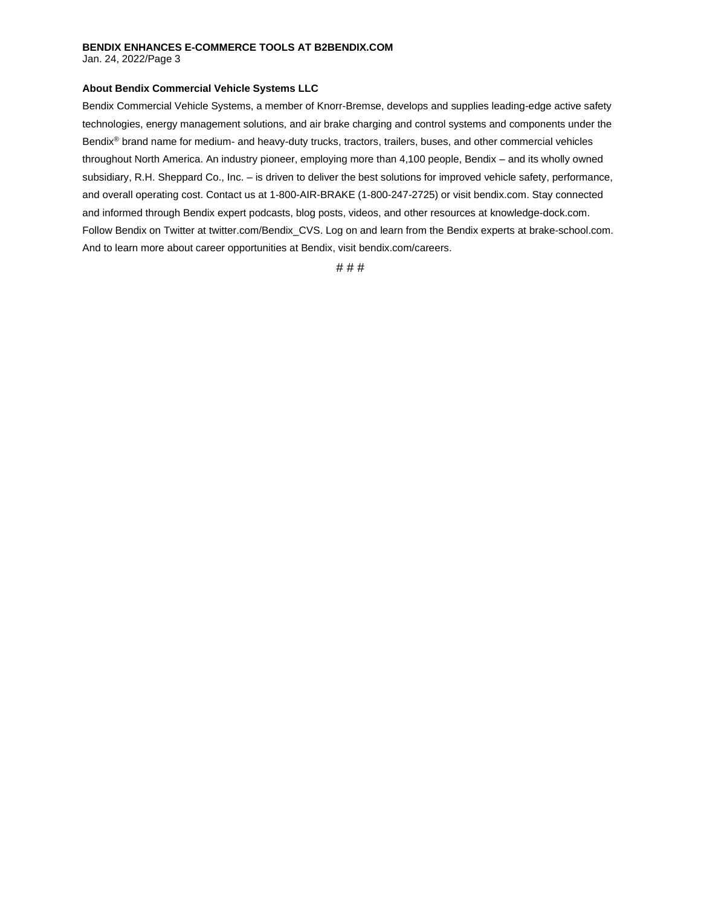**About Bendix Commercial Vehicle Systems LLC**

Bendix Commercial Vehicle Systems, a member of Knorr-Bremse, develops and supplies leading-edge active safety technologies, energy management solutions, and air brake charging and control systems and components under the Bendix® brand name for medium- and heavy-duty trucks, tractors, trailers, buses, and other commercial vehicles throughout North America. An industry pioneer, employing more than 4,100 people, Bendix – and its wholly owned subsidiary, R.H. Sheppard Co., Inc. – is driven to deliver the best solutions for improved vehicle safety, performance, and overall operating cost. Contact us at 1-800-AIR-BRAKE (1-800-247-2725) or visit bendix.com. Stay connected and informed through Bendix expert podcasts, blog posts, videos, and other resources at knowledge-dock.com. Follow Bendix on Twitter at twitter.com/Bendix_CVS. Log on and learn from the Bendix experts at brake-school.com. And to learn more about career opportunities at Bendix, visit bendix.com/careers.

# # #